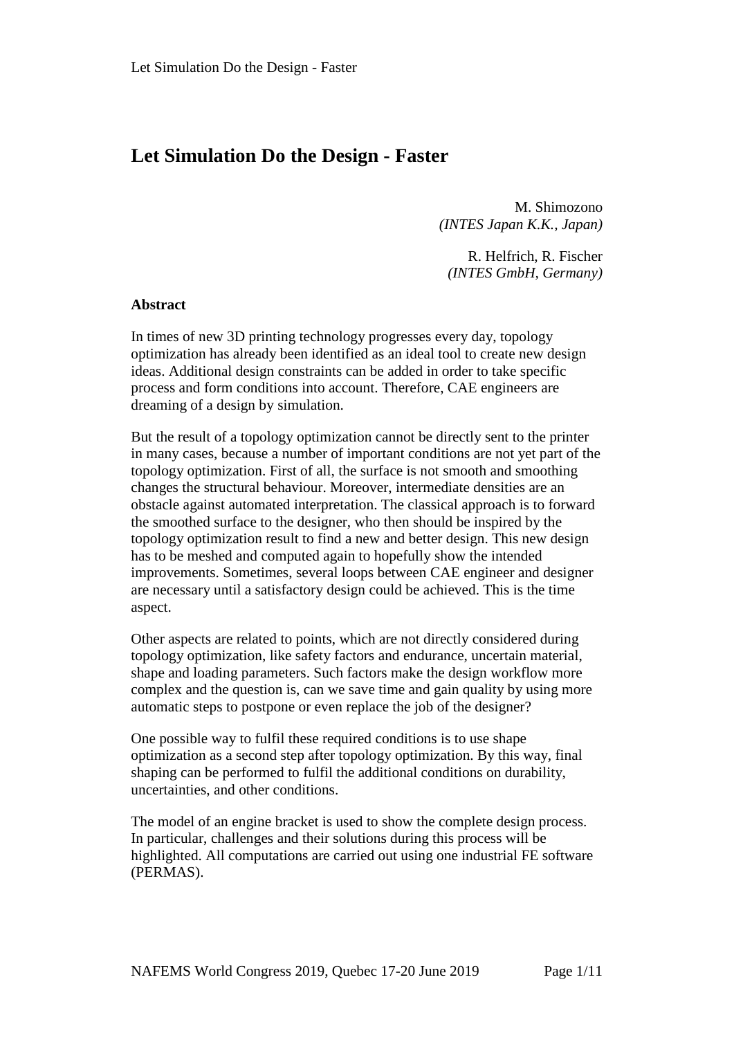# Let Simulation Do the Design - Faster

M. Shimozono
*(INTES Japan K.K., Japan)*

R. Helfrich, R. Fischer
*(INTES GmbH, Germany)*

**Abstract**

In times of new 3D printing technology progresses every day, topology optimization has already been identified as an ideal tool to create new design ideas. Additional design constraints can be added in order to take specific process and form conditions into account. Therefore, CAE engineers are dreaming of a design by simulation.

But the result of a topology optimization cannot be directly sent to the printer in many cases, because a number of important conditions are not yet part of the topology optimization. First of all, the surface is not smooth and smoothing changes the structural behaviour. Moreover, intermediate densities are an obstacle against automated interpretation. The classical approach is to forward the smoothed surface to the designer, who then should be inspired by the topology optimization result to find a new and better design. This new design has to be meshed and computed again to hopefully show the intended improvements. Sometimes, several loops between CAE engineer and designer are necessary until a satisfactory design could be achieved. This is the time aspect.

Other aspects are related to points, which are not directly considered during topology optimization, like safety factors and endurance, uncertain material, shape and loading parameters. Such factors make the design workflow more complex and the question is, can we save time and gain quality by using more automatic steps to postpone or even replace the job of the designer?

One possible way to fulfil these required conditions is to use shape optimization as a second step after topology optimization. By this way, final shaping can be performed to fulfil the additional conditions on durability, uncertainties, and other conditions.

The model of an engine bracket is used to show the complete design process. In particular, challenges and their solutions during this process will be highlighted. All computations are carried out using one industrial FE software (PERMAS).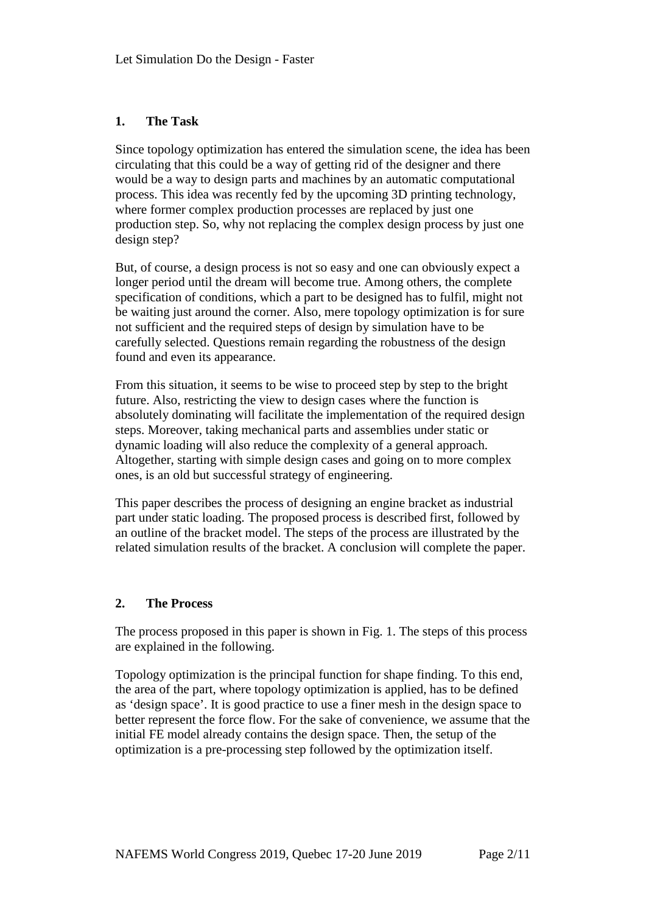## 1. The Task

Since topology optimization has entered the simulation scene, the idea has been circulating that this could be a way of getting rid of the designer and there would be a way to design parts and machines by an automatic computational process. This idea was recently fed by the upcoming 3D printing technology, where former complex production processes are replaced by just one production step. So, why not replacing the complex design process by just one design step?

But, of course, a design process is not so easy and one can obviously expect a longer period until the dream will become true. Among others, the complete specification of conditions, which a part to be designed has to fulfil, might not be waiting just around the corner. Also, mere topology optimization is for sure not sufficient and the required steps of design by simulation have to be carefully selected. Questions remain regarding the robustness of the design found and even its appearance.

From this situation, it seems to be wise to proceed step by step to the bright future. Also, restricting the view to design cases where the function is absolutely dominating will facilitate the implementation of the required design steps. Moreover, taking mechanical parts and assemblies under static or dynamic loading will also reduce the complexity of a general approach. Altogether, starting with simple design cases and going on to more complex ones, is an old but successful strategy of engineering.

This paper describes the process of designing an engine bracket as industrial part under static loading. The proposed process is described first, followed by an outline of the bracket model. The steps of the process are illustrated by the related simulation results of the bracket. A conclusion will complete the paper.

## 2. The Process

The process proposed in this paper is shown in Fig. 1. The steps of this process are explained in the following.

Topology optimization is the principal function for shape finding. To this end, the area of the part, where topology optimization is applied, has to be defined as 'design space'. It is good practice to use a finer mesh in the design space to better represent the force flow. For the sake of convenience, we assume that the initial FE model already contains the design space. Then, the setup of the optimization is a pre-processing step followed by the optimization itself.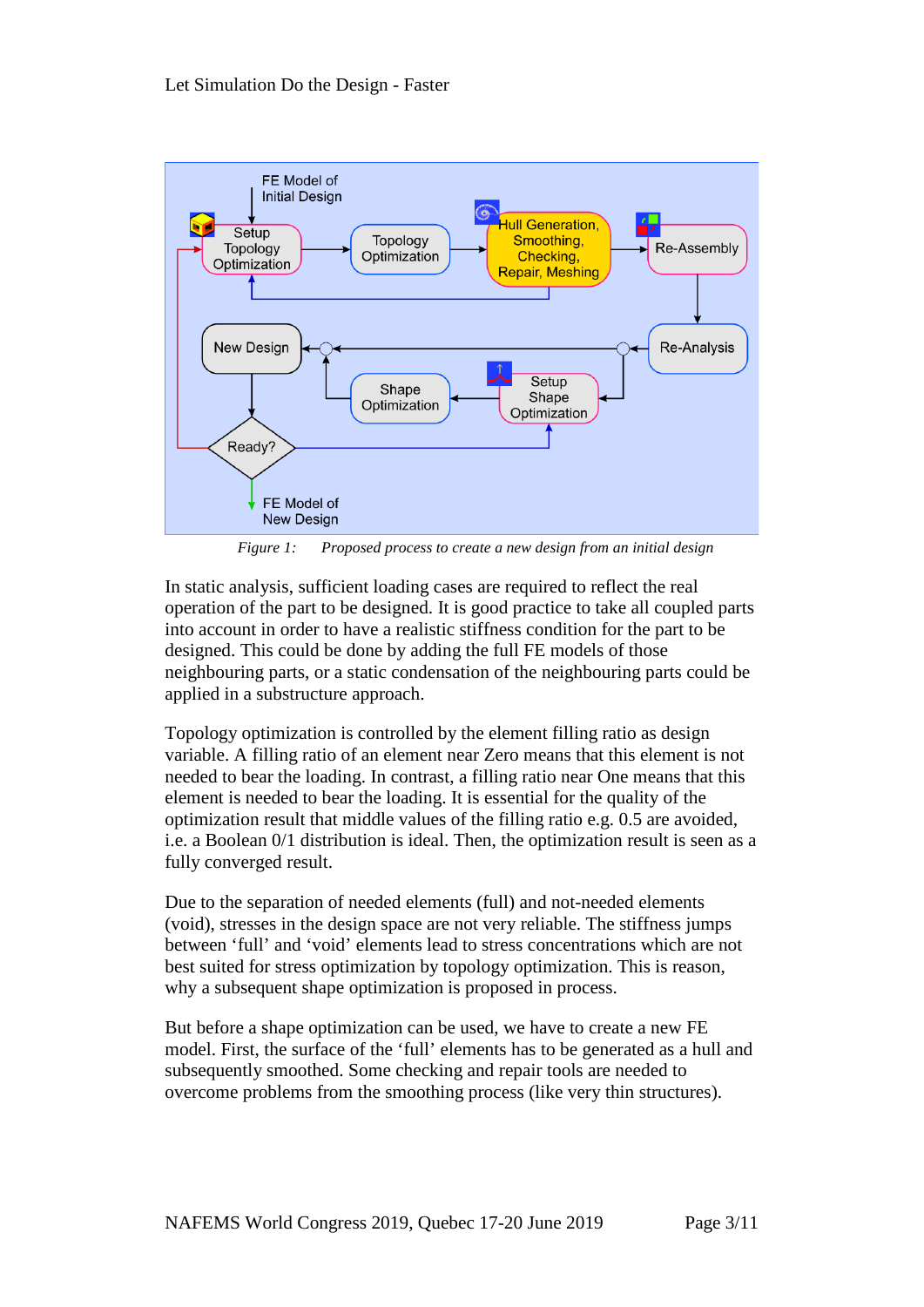*Figure 1: Proposed process to create a new design from an initial design*

In static analysis, sufficient loading cases are required to reflect the real operation of the part to be designed. It is good practice to take all coupled parts into account in order to have a realistic stiffness condition for the part to be designed. This could be done by adding the full FE models of those neighbouring parts, or a static condensation of the neighbouring parts could be applied in a substructure approach.

Topology optimization is controlled by the element filling ratio as design variable. A filling ratio of an element near Zero means that this element is not needed to bear the loading. In contrast, a filling ratio near One means that this element is needed to bear the loading. It is essential for the quality of the optimization result that middle values of the filling ratio e.g. 0.5 are avoided, i.e. a Boolean 0/1 distribution is ideal. Then, the optimization result is seen as a fully converged result.

Due to the separation of needed elements (full) and not-needed elements (void), stresses in the design space are not very reliable. The stiffness jumps between 'full' and 'void' elements lead to stress concentrations which are not best suited for stress optimization by topology optimization. This is reason, why a subsequent shape optimization is proposed in process.

But before a shape optimization can be used, we have to create a new FE model. First, the surface of the 'full' elements has to be generated as a hull and subsequently smoothed. Some checking and repair tools are needed to overcome problems from the smoothing process (like very thin structures).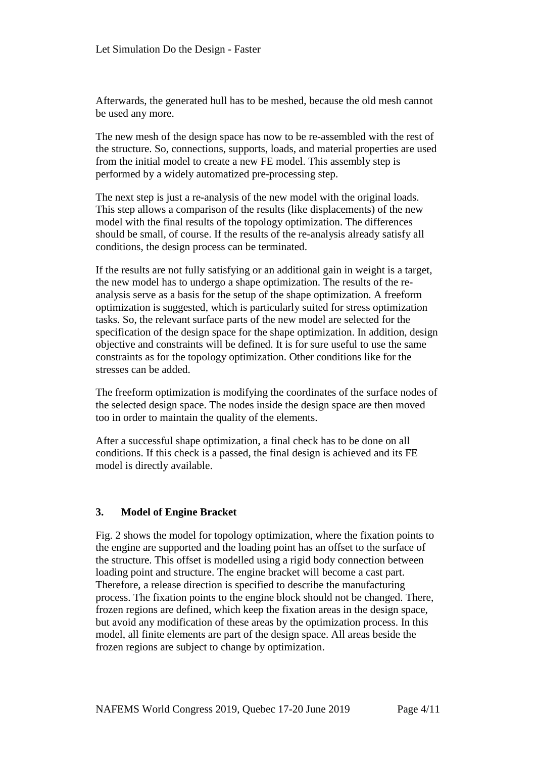Afterwards, the generated hull has to be meshed, because the old mesh cannot be used any more.

The new mesh of the design space has now to be re-assembled with the rest of the structure. So, connections, supports, loads, and material properties are used from the initial model to create a new FE model. This assembly step is performed by a widely automatized pre-processing step.

The next step is just a re-analysis of the new model with the original loads. This step allows a comparison of the results (like displacements) of the new model with the final results of the topology optimization. The differences should be small, of course. If the results of the re-analysis already satisfy all conditions, the design process can be terminated.

If the results are not fully satisfying or an additional gain in weight is a target, the new model has to undergo a shape optimization. The results of the re-analysis serve as a basis for the setup of the shape optimization. A freeform optimization is suggested, which is particularly suited for stress optimization tasks. So, the relevant surface parts of the new model are selected for the specification of the design space for the shape optimization. In addition, design objective and constraints will be defined. It is for sure useful to use the same constraints as for the topology optimization. Other conditions like for the stresses can be added.

The freeform optimization is modifying the coordinates of the surface nodes of the selected design space. The nodes inside the design space are then moved too in order to maintain the quality of the elements.

After a successful shape optimization, a final check has to be done on all conditions. If this check is a passed, the final design is achieved and its FE model is directly available.

## 3. Model of Engine Bracket

Fig. 2 shows the model for topology optimization, where the fixation points to the engine are supported and the loading point has an offset to the surface of the structure. This offset is modelled using a rigid body connection between loading point and structure. The engine bracket will become a cast part. Therefore, a release direction is specified to describe the manufacturing process. The fixation points to the engine block should not be changed. There, frozen regions are defined, which keep the fixation areas in the design space, but avoid any modification of these areas by the optimization process. In this model, all finite elements are part of the design space. All areas beside the frozen regions are subject to change by optimization.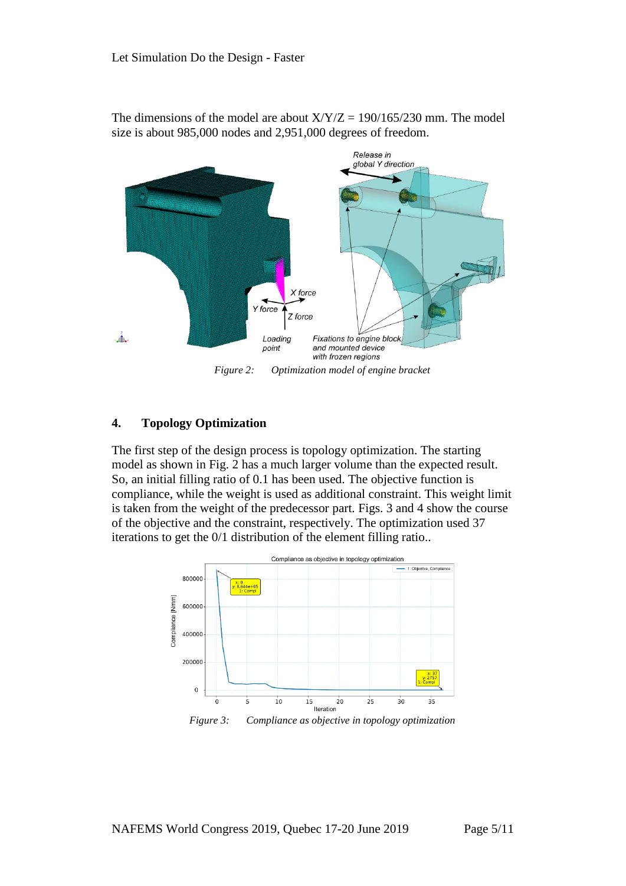The dimensions of the model are about X/Y/Z = 190/165/230 mm. The model size is about 985,000 nodes and 2,951,000 degrees of freedom.

Figure 2: Optimization model of engine bracket

## 4. Topology Optimization

The first step of the design process is topology optimization. The starting model as shown in Fig. 2 has a much larger volume than the expected result. So, an initial filling ratio of 0.1 has been used. The objective function is compliance, while the weight is used as additional constraint. This weight limit is taken from the weight of the predecessor part. Figs. 3 and 4 show the course of the objective and the constraint, respectively. The optimization used 37 iterations to get the 0/1 distribution of the element filling ratio..

Figure 3: Compliance as objective in topology optimization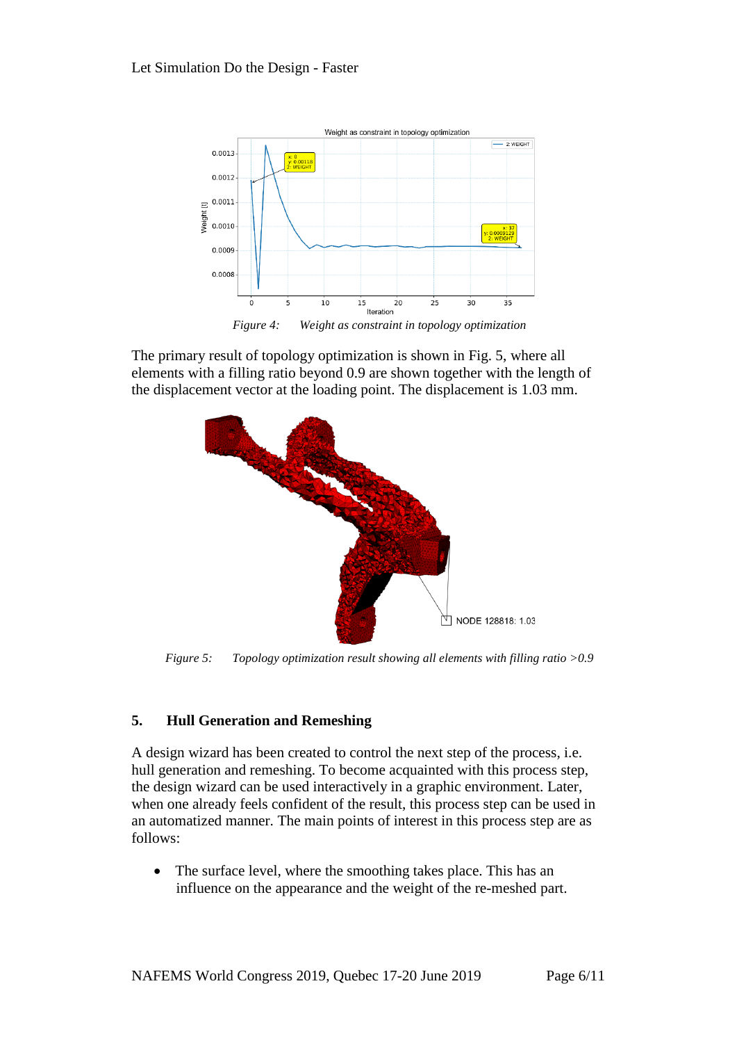*Figure 4: Weight as constraint in topology optimization*

The primary result of topology optimization is shown in Fig. 5, where all elements with a filling ratio beyond 0.9 are shown together with the length of the displacement vector at the loading point. The displacement is 1.03 mm.

*Figure 5: Topology optimization result showing all elements with filling ratio >0.9*

## 5. Hull Generation and Remeshing

A design wizard has been created to control the next step of the process, i.e. hull generation and remeshing. To become acquainted with this process step, the design wizard can be used interactively in a graphic environment. Later, when one already feels confident of the result, this process step can be used in an automatized manner. The main points of interest in this process step are as follows:

- The surface level, where the smoothing takes place. This has an influence on the appearance and the weight of the re-meshed part.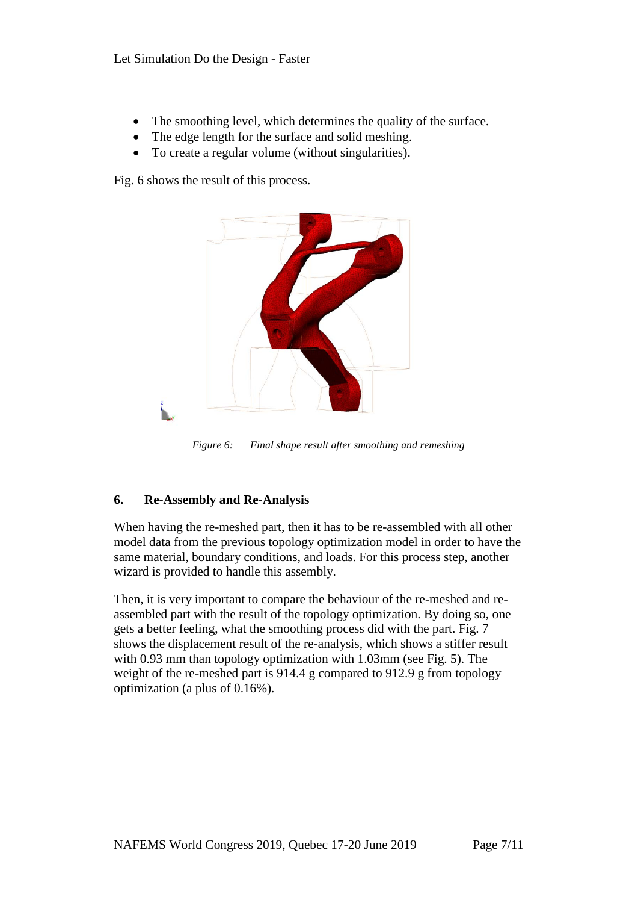- The smoothing level, which determines the quality of the surface.
- The edge length for the surface and solid meshing.
- To create a regular volume (without singularities).

Fig. 6 shows the result of this process.

*Figure 6: Final shape result after smoothing and remeshing*

## 6. Re-Assembly and Re-Analysis

When having the re-meshed part, then it has to be re-assembled with all other model data from the previous topology optimization model in order to have the same material, boundary conditions, and loads. For this process step, another wizard is provided to handle this assembly.

Then, it is very important to compare the behaviour of the re-meshed and re-assembled part with the result of the topology optimization. By doing so, one gets a better feeling, what the smoothing process did with the part. Fig. 7 shows the displacement result of the re-analysis, which shows a stiffer result with 0.93 mm than topology optimization with 1.03mm (see Fig. 5). The weight of the re-meshed part is 914.4 g compared to 912.9 g from topology optimization (a plus of 0.16%).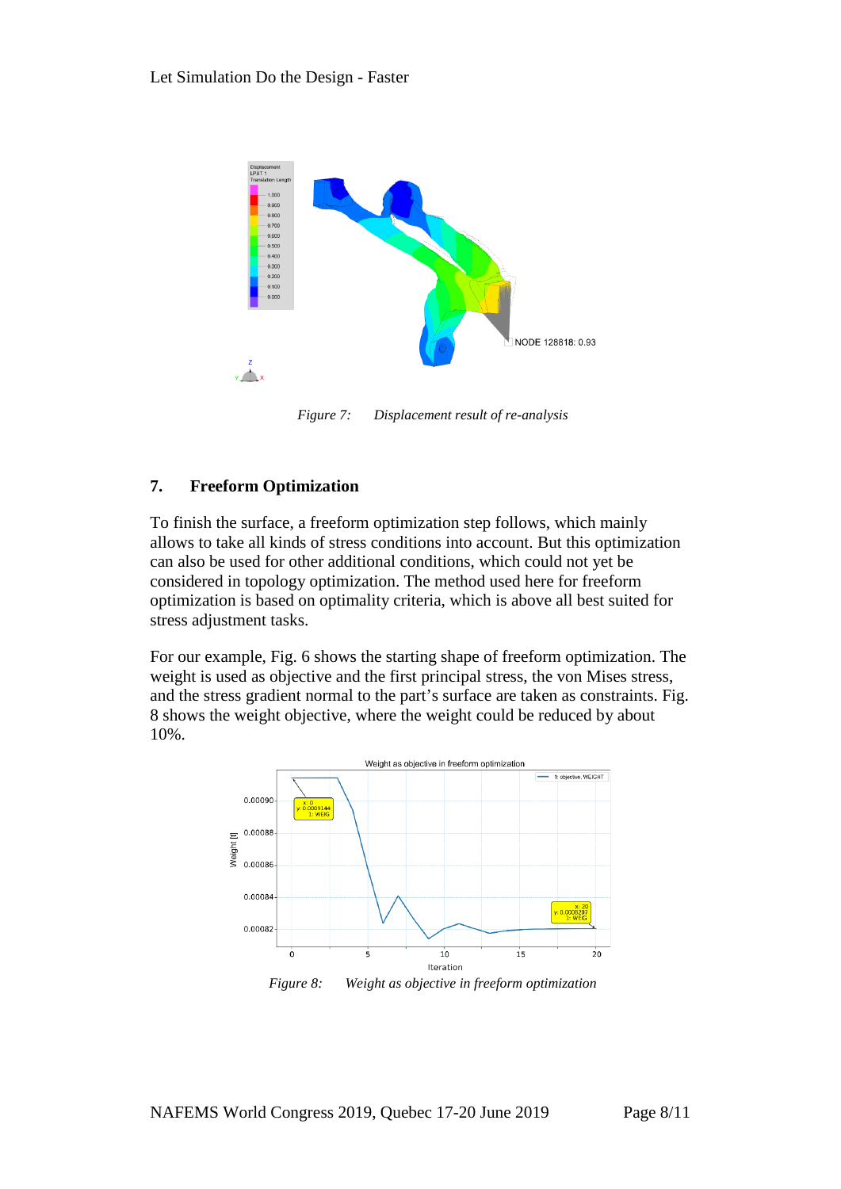*Figure 7: Displacement result of re-analysis*

## 7. Freeform Optimization

To finish the surface, a freeform optimization step follows, which mainly allows to take all kinds of stress conditions into account. But this optimization can also be used for other additional conditions, which could not yet be considered in topology optimization. The method used here for freeform optimization is based on optimality criteria, which is above all best suited for stress adjustment tasks.

For our example, Fig. 6 shows the starting shape of freeform optimization. The weight is used as objective and the first principal stress, the von Mises stress, and the stress gradient normal to the part's surface are taken as constraints. Fig. 8 shows the weight objective, where the weight could be reduced by about 10%.

*Figure 8: Weight as objective in freeform optimization*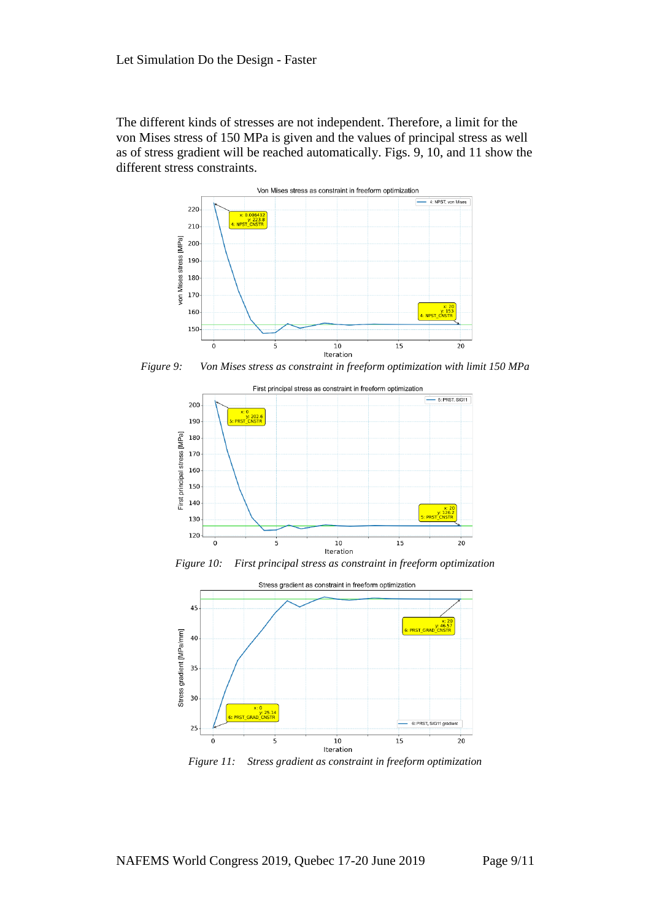The different kinds of stresses are not independent. Therefore, a limit for the von Mises stress of 150 MPa is given and the values of principal stress as well as of stress gradient will be reached automatically. Figs. 9, 10, and 11 show the different stress constraints.

*Figure 9:     Von Mises stress as constraint in freeform optimization with limit 150 MPa*

*Figure 10:     First principal stress as constraint in freeform optimization*

*Figure 11:     Stress gradient as constraint in freeform optimization*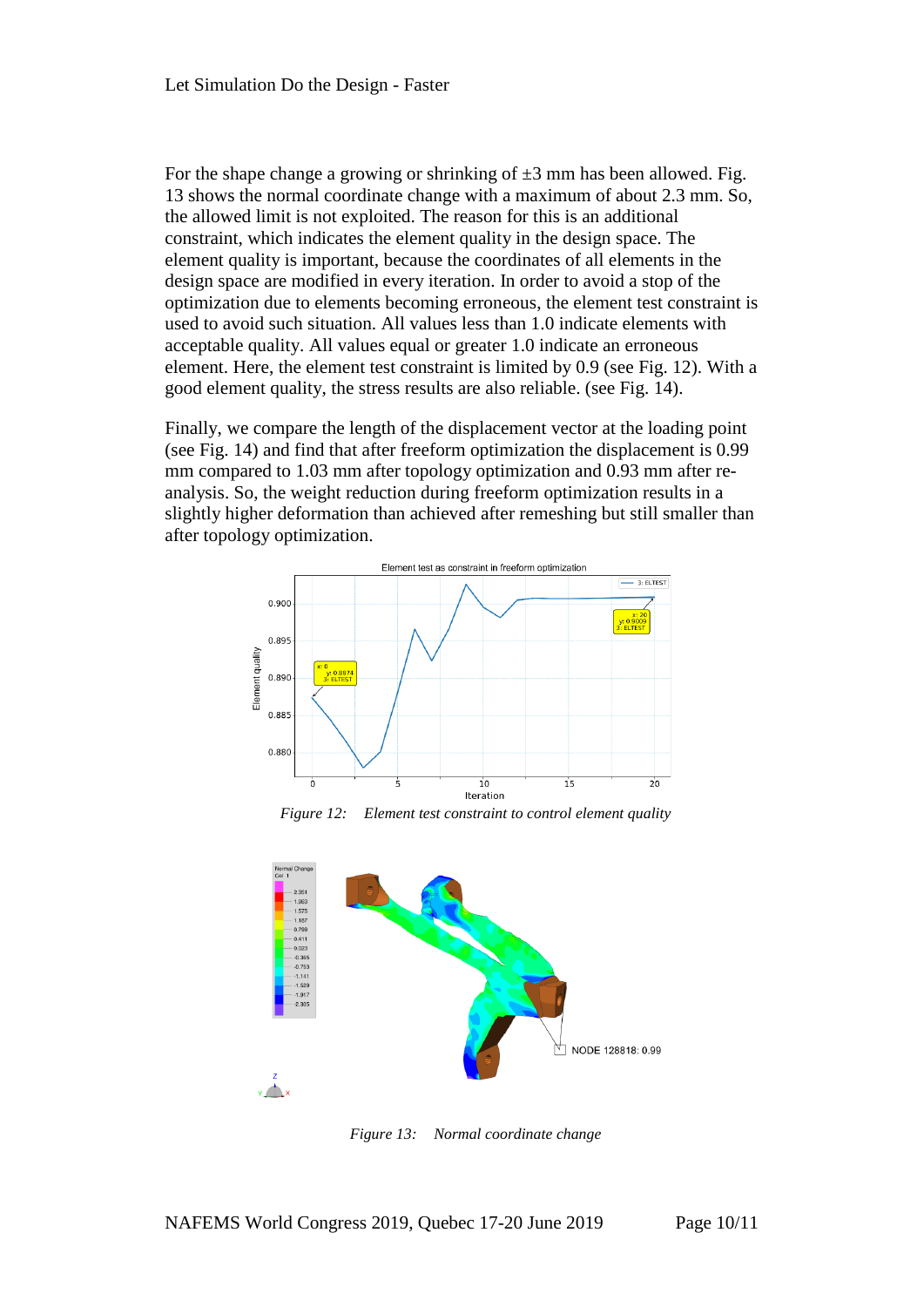For the shape change a growing or shrinking of ±3 mm has been allowed. Fig. 13 shows the normal coordinate change with a maximum of about 2.3 mm. So, the allowed limit is not exploited. The reason for this is an additional constraint, which indicates the element quality in the design space. The element quality is important, because the coordinates of all elements in the design space are modified in every iteration. In order to avoid a stop of the optimization due to elements becoming erroneous, the element test constraint is used to avoid such situation. All values less than 1.0 indicate elements with acceptable quality. All values equal or greater 1.0 indicate an erroneous element. Here, the element test constraint is limited by 0.9 (see Fig. 12). With a good element quality, the stress results are also reliable. (see Fig. 14).

Finally, we compare the length of the displacement vector at the loading point (see Fig. 14) and find that after freeform optimization the displacement is 0.99 mm compared to 1.03 mm after topology optimization and 0.93 mm after re-analysis. So, the weight reduction during freeform optimization results in a slightly higher deformation than achieved after remeshing but still smaller than after topology optimization.

*Figure 12: Element test constraint to control element quality*

*Figure 13: Normal coordinate change*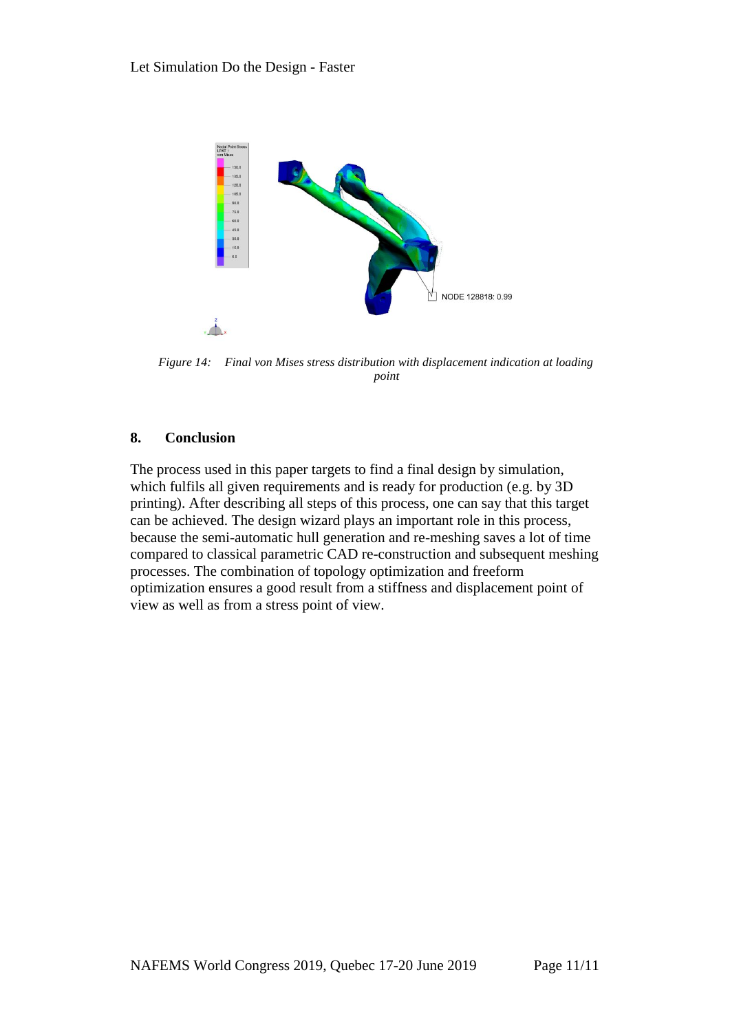Nodal Point Stress
LPAT 1
von Mises

150.0
135.0
120.0
105.0
90.0
75.0
60.0
45.0
30.0
15.0
0.0

NODE 128818: 0.99

*Figure 14: Final von Mises stress distribution with displacement indication at loading point*

## 8. Conclusion

The process used in this paper targets to find a final design by simulation, which fulfils all given requirements and is ready for production (e.g. by 3D printing). After describing all steps of this process, one can say that this target can be achieved. The design wizard plays an important role in this process, because the semi-automatic hull generation and re-meshing saves a lot of time compared to classical parametric CAD re-construction and subsequent meshing processes. The combination of topology optimization and freeform optimization ensures a good result from a stiffness and displacement point of view as well as from a stress point of view.